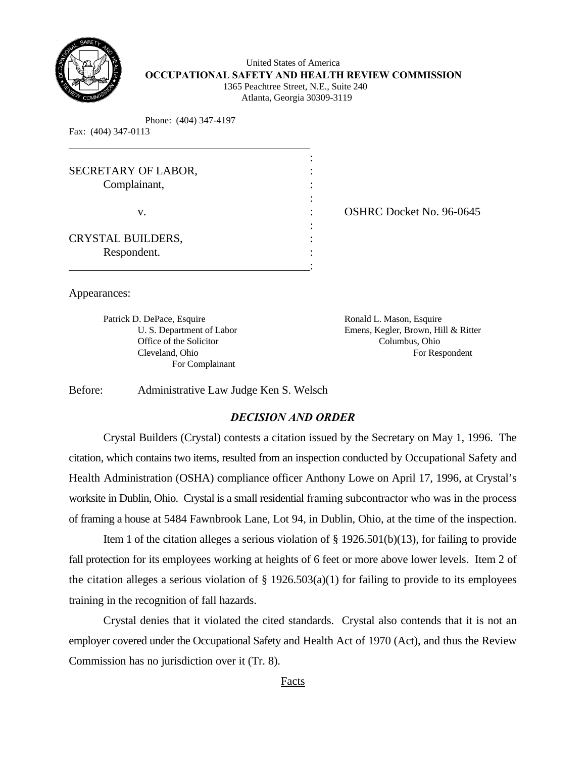United States of America
**OCCUPATIONAL SAFETY AND HEALTH REVIEW COMMISSION**
1365 Peachtree Street, N.E., Suite 240
Atlanta, Georgia 30309-3119

Phone: (404) 347-4197
Fax: (404) 347-0113

SECRETARY OF LABOR,
Complainant,

v. OSHRC Docket No. 96-0645

CRYSTAL BUILDERS,
Respondent.

Appearances:

Patrick D. DePace, Esquire
U. S. Department of Labor
Office of the Solicitor
Cleveland, Ohio
For Complainant

Ronald L. Mason, Esquire
Emens, Kegler, Brown, Hill & Ritter
Columbus, Ohio
For Respondent

Before: Administrative Law Judge Ken S. Welsch

## *DECISION AND ORDER*

Crystal Builders (Crystal) contests a citation issued by the Secretary on May 1, 1996. The citation, which contains two items, resulted from an inspection conducted by Occupational Safety and Health Administration (OSHA) compliance officer Anthony Lowe on April 17, 1996, at Crystal's worksite in Dublin, Ohio. Crystal is a small residential framing subcontractor who was in the process of framing a house at 5484 Fawnbrook Lane, Lot 94, in Dublin, Ohio, at the time of the inspection.

Item 1 of the citation alleges a serious violation of § 1926.501(b)(13), for failing to provide fall protection for its employees working at heights of 6 feet or more above lower levels. Item 2 of the citation alleges a serious violation of § 1926.503(a)(1) for failing to provide to its employees training in the recognition of fall hazards.

Crystal denies that it violated the cited standards. Crystal also contends that it is not an employer covered under the Occupational Safety and Health Act of 1970 (Act), and thus the Review Commission has no jurisdiction over it (Tr. 8).

Facts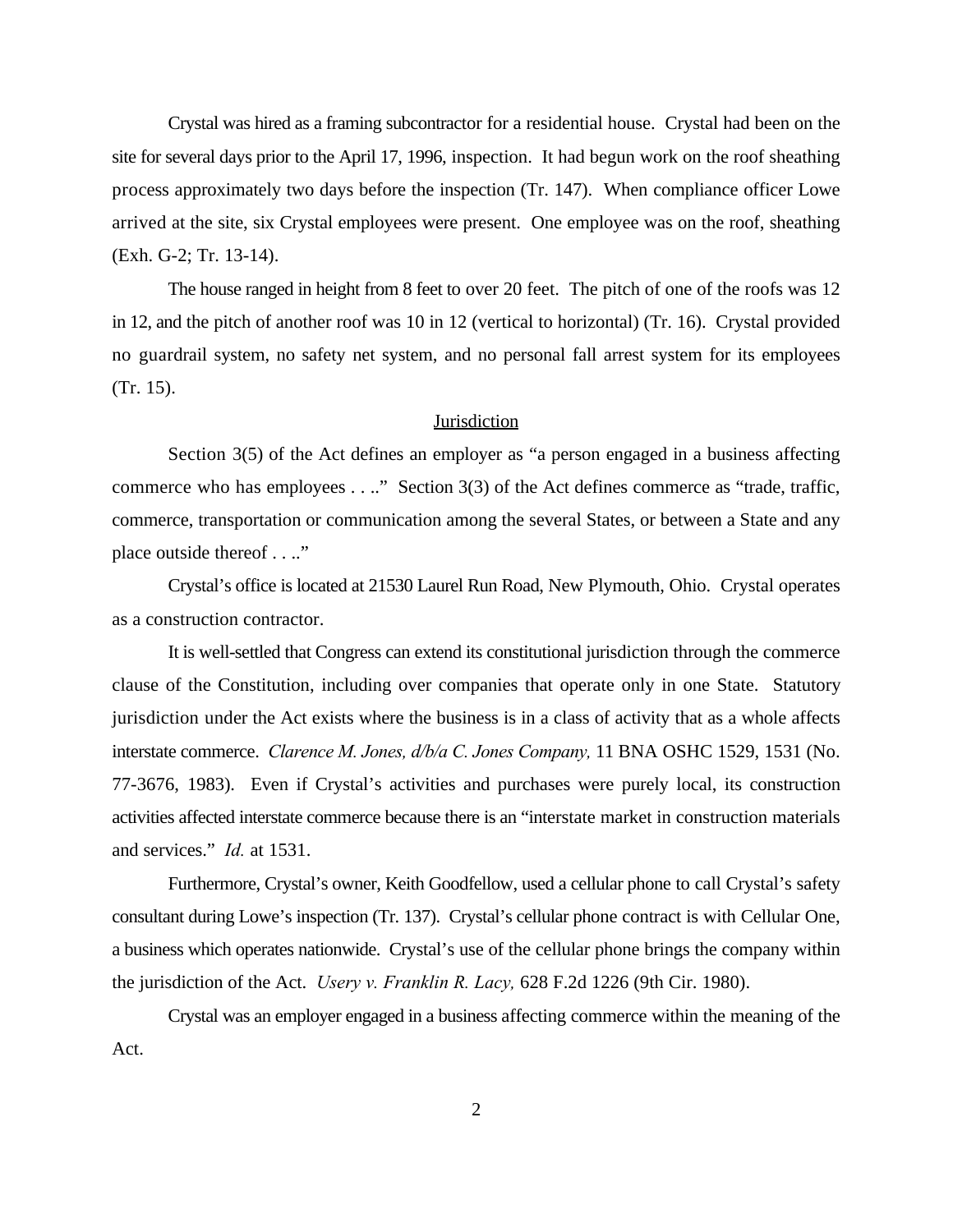Crystal was hired as a framing subcontractor for a residential house. Crystal had been on the site for several days prior to the April 17, 1996, inspection. It had begun work on the roof sheathing process approximately two days before the inspection (Tr. 147). When compliance officer Lowe arrived at the site, six Crystal employees were present. One employee was on the roof, sheathing (Exh. G-2; Tr. 13-14).

The house ranged in height from 8 feet to over 20 feet. The pitch of one of the roofs was 12 in 12, and the pitch of another roof was 10 in 12 (vertical to horizontal) (Tr. 16). Crystal provided no guardrail system, no safety net system, and no personal fall arrest system for its employees (Tr. 15).

## Jurisdiction

Section 3(5) of the Act defines an employer as "a person engaged in a business affecting commerce who has employees . . .." Section 3(3) of the Act defines commerce as "trade, traffic, commerce, transportation or communication among the several States, or between a State and any place outside thereof . . .."

Crystal's office is located at 21530 Laurel Run Road, New Plymouth, Ohio. Crystal operates as a construction contractor.

It is well-settled that Congress can extend its constitutional jurisdiction through the commerce clause of the Constitution, including over companies that operate only in one State. Statutory jurisdiction under the Act exists where the business is in a class of activity that as a whole affects interstate commerce. *Clarence M. Jones, d/b/a C. Jones Company,* 11 BNA OSHC 1529, 1531 (No. 77-3676, 1983). Even if Crystal's activities and purchases were purely local, its construction activities affected interstate commerce because there is an "interstate market in construction materials and services." *Id.* at 1531.

Furthermore, Crystal's owner, Keith Goodfellow, used a cellular phone to call Crystal's safety consultant during Lowe's inspection (Tr. 137). Crystal's cellular phone contract is with Cellular One, a business which operates nationwide. Crystal's use of the cellular phone brings the company within the jurisdiction of the Act. *Usery v. Franklin R. Lacy,* 628 F.2d 1226 (9th Cir. 1980).

Crystal was an employer engaged in a business affecting commerce within the meaning of the Act.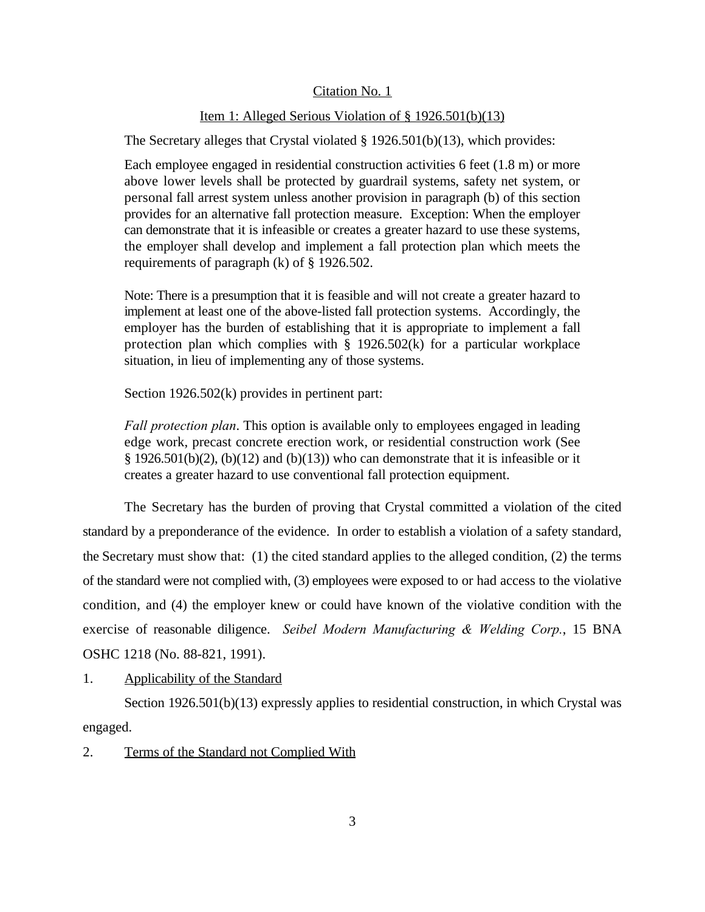Citation No. 1

Item 1: Alleged Serious Violation of § 1926.501(b)(13)

The Secretary alleges that Crystal violated § 1926.501(b)(13), which provides:

> Each employee engaged in residential construction activities 6 feet (1.8 m) or more above lower levels shall be protected by guardrail systems, safety net system, or personal fall arrest system unless another provision in paragraph (b) of this section provides for an alternative fall protection measure. Exception: When the employer can demonstrate that it is infeasible or creates a greater hazard to use these systems, the employer shall develop and implement a fall protection plan which meets the requirements of paragraph (k) of § 1926.502.
>
> Note: There is a presumption that it is feasible and will not create a greater hazard to implement at least one of the above-listed fall protection systems. Accordingly, the employer has the burden of establishing that it is appropriate to implement a fall protection plan which complies with § 1926.502(k) for a particular workplace situation, in lieu of implementing any of those systems.

Section 1926.502(k) provides in pertinent part:

> *Fall protection plan*. This option is available only to employees engaged in leading edge work, precast concrete erection work, or residential construction work (See § 1926.501(b)(2), (b)(12) and (b)(13)) who can demonstrate that it is infeasible or it creates a greater hazard to use conventional fall protection equipment.

The Secretary has the burden of proving that Crystal committed a violation of the cited standard by a preponderance of the evidence. In order to establish a violation of a safety standard, the Secretary must show that: (1) the cited standard applies to the alleged condition, (2) the terms of the standard were not complied with, (3) employees were exposed to or had access to the violative condition, and (4) the employer knew or could have known of the violative condition with the exercise of reasonable diligence. *Seibel Modern Manufacturing & Welding Corp.*, 15 BNA OSHC 1218 (No. 88-821, 1991).

1. Applicability of the Standard

Section 1926.501(b)(13) expressly applies to residential construction, in which Crystal was engaged.

2. Terms of the Standard not Complied With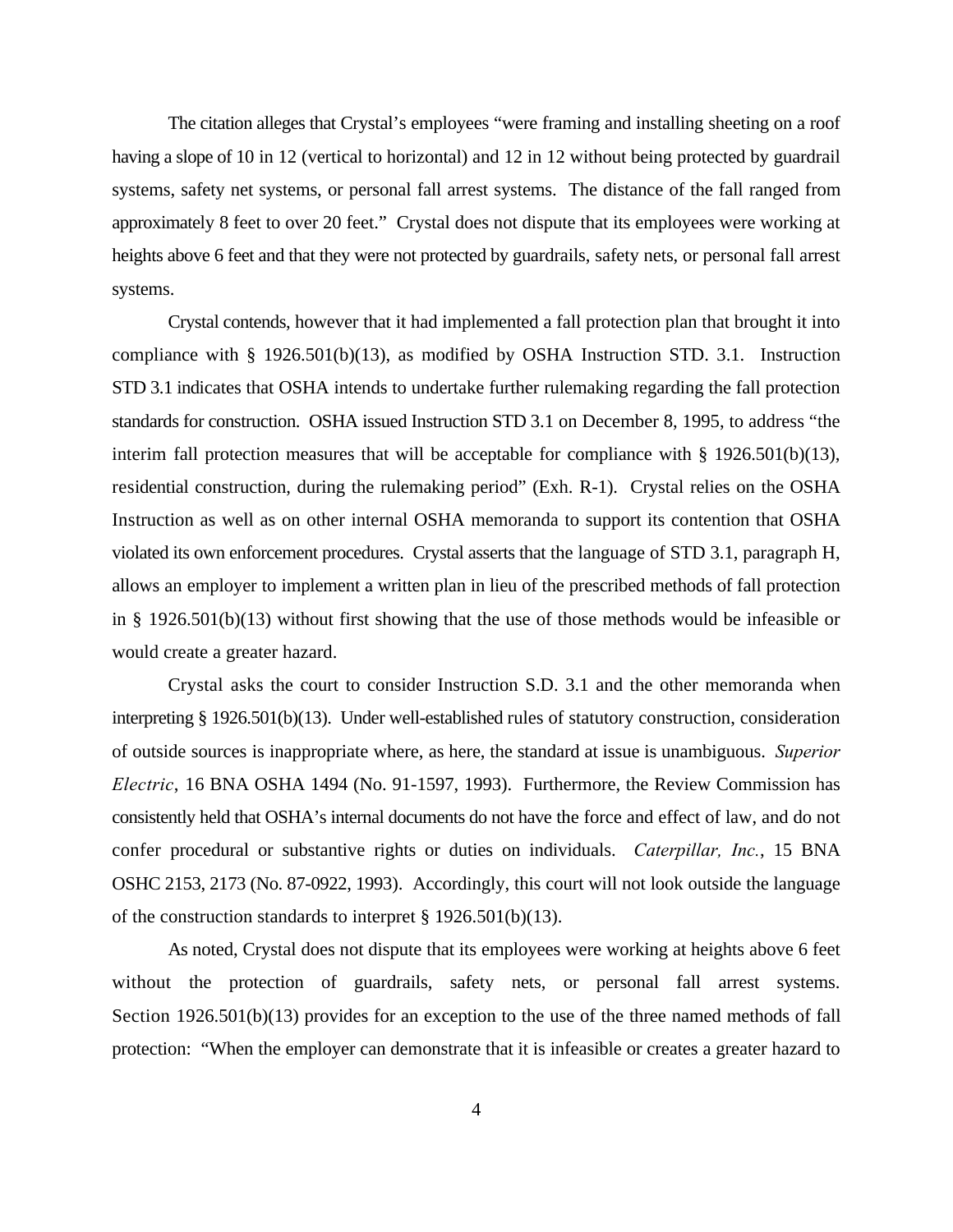The citation alleges that Crystal's employees "were framing and installing sheeting on a roof having a slope of 10 in 12 (vertical to horizontal) and 12 in 12 without being protected by guardrail systems, safety net systems, or personal fall arrest systems. The distance of the fall ranged from approximately 8 feet to over 20 feet." Crystal does not dispute that its employees were working at heights above 6 feet and that they were not protected by guardrails, safety nets, or personal fall arrest systems.

Crystal contends, however that it had implemented a fall protection plan that brought it into compliance with § 1926.501(b)(13), as modified by OSHA Instruction STD. 3.1. Instruction STD 3.1 indicates that OSHA intends to undertake further rulemaking regarding the fall protection standards for construction. OSHA issued Instruction STD 3.1 on December 8, 1995, to address "the interim fall protection measures that will be acceptable for compliance with § 1926.501(b)(13), residential construction, during the rulemaking period" (Exh. R-1). Crystal relies on the OSHA Instruction as well as on other internal OSHA memoranda to support its contention that OSHA violated its own enforcement procedures. Crystal asserts that the language of STD 3.1, paragraph H, allows an employer to implement a written plan in lieu of the prescribed methods of fall protection in § 1926.501(b)(13) without first showing that the use of those methods would be infeasible or would create a greater hazard.

Crystal asks the court to consider Instruction S.D. 3.1 and the other memoranda when interpreting § 1926.501(b)(13). Under well-established rules of statutory construction, consideration of outside sources is inappropriate where, as here, the standard at issue is unambiguous. *Superior Electric*, 16 BNA OSHA 1494 (No. 91-1597, 1993). Furthermore, the Review Commission has consistently held that OSHA's internal documents do not have the force and effect of law, and do not confer procedural or substantive rights or duties on individuals. *Caterpillar, Inc.*, 15 BNA OSHC 2153, 2173 (No. 87-0922, 1993). Accordingly, this court will not look outside the language of the construction standards to interpret § 1926.501(b)(13).

As noted, Crystal does not dispute that its employees were working at heights above 6 feet without the protection of guardrails, safety nets, or personal fall arrest systems. Section 1926.501(b)(13) provides for an exception to the use of the three named methods of fall protection: "When the employer can demonstrate that it is infeasible or creates a greater hazard to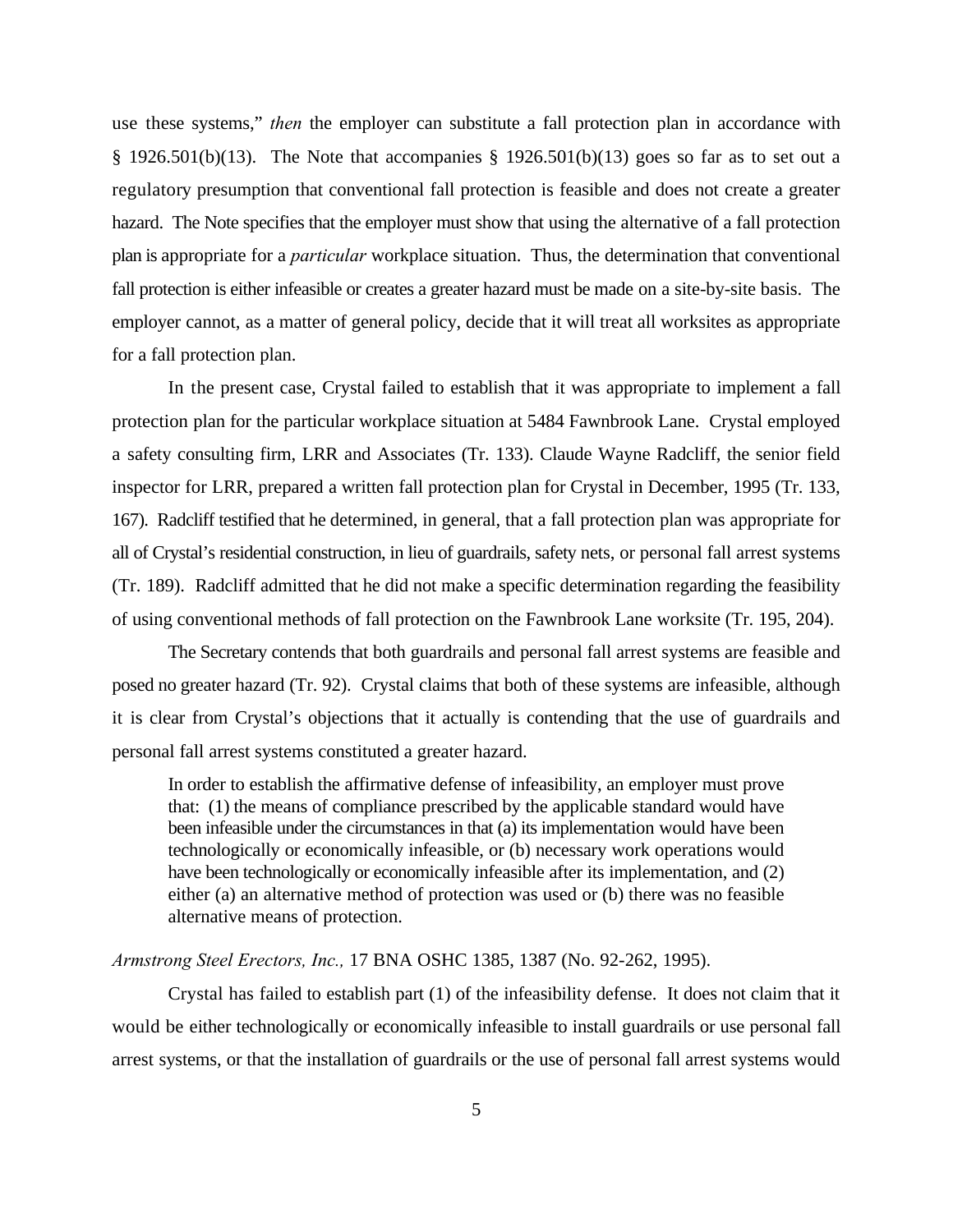use these systems," *then* the employer can substitute a fall protection plan in accordance with § 1926.501(b)(13). The Note that accompanies § 1926.501(b)(13) goes so far as to set out a regulatory presumption that conventional fall protection is feasible and does not create a greater hazard. The Note specifies that the employer must show that using the alternative of a fall protection plan is appropriate for a *particular* workplace situation. Thus, the determination that conventional fall protection is either infeasible or creates a greater hazard must be made on a site-by-site basis. The employer cannot, as a matter of general policy, decide that it will treat all worksites as appropriate for a fall protection plan.

In the present case, Crystal failed to establish that it was appropriate to implement a fall protection plan for the particular workplace situation at 5484 Fawnbrook Lane. Crystal employed a safety consulting firm, LRR and Associates (Tr. 133). Claude Wayne Radcliff, the senior field inspector for LRR, prepared a written fall protection plan for Crystal in December, 1995 (Tr. 133, 167). Radcliff testified that he determined, in general, that a fall protection plan was appropriate for all of Crystal's residential construction, in lieu of guardrails, safety nets, or personal fall arrest systems (Tr. 189). Radcliff admitted that he did not make a specific determination regarding the feasibility of using conventional methods of fall protection on the Fawnbrook Lane worksite (Tr. 195, 204).

The Secretary contends that both guardrails and personal fall arrest systems are feasible and posed no greater hazard (Tr. 92). Crystal claims that both of these systems are infeasible, although it is clear from Crystal's objections that it actually is contending that the use of guardrails and personal fall arrest systems constituted a greater hazard.

> In order to establish the affirmative defense of infeasibility, an employer must prove that: (1) the means of compliance prescribed by the applicable standard would have been infeasible under the circumstances in that (a) its implementation would have been technologically or economically infeasible, or (b) necessary work operations would have been technologically or economically infeasible after its implementation, and (2) either (a) an alternative method of protection was used or (b) there was no feasible alternative means of protection.

*Armstrong Steel Erectors, Inc.,* 17 BNA OSHC 1385, 1387 (No. 92-262, 1995).

Crystal has failed to establish part (1) of the infeasibility defense. It does not claim that it would be either technologically or economically infeasible to install guardrails or use personal fall arrest systems, or that the installation of guardrails or the use of personal fall arrest systems would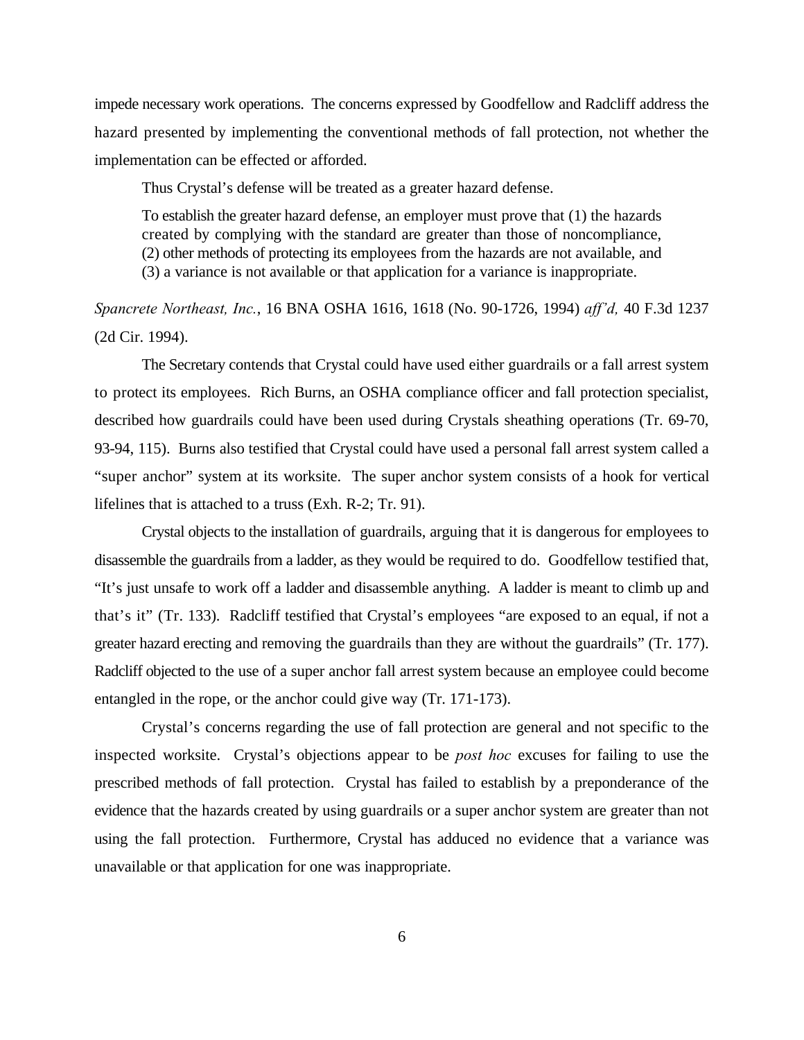impede necessary work operations. The concerns expressed by Goodfellow and Radcliff address the hazard presented by implementing the conventional methods of fall protection, not whether the implementation can be effected or afforded.

Thus Crystal's defense will be treated as a greater hazard defense.

> To establish the greater hazard defense, an employer must prove that (1) the hazards created by complying with the standard are greater than those of noncompliance, (2) other methods of protecting its employees from the hazards are not available, and (3) a variance is not available or that application for a variance is inappropriate.

*Spancrete Northeast, Inc.*, 16 BNA OSHA 1616, 1618 (No. 90-1726, 1994) *aff'd,* 40 F.3d 1237 (2d Cir. 1994).

The Secretary contends that Crystal could have used either guardrails or a fall arrest system to protect its employees. Rich Burns, an OSHA compliance officer and fall protection specialist, described how guardrails could have been used during Crystals sheathing operations (Tr. 69-70, 93-94, 115). Burns also testified that Crystal could have used a personal fall arrest system called a "super anchor" system at its worksite. The super anchor system consists of a hook for vertical lifelines that is attached to a truss (Exh. R-2; Tr. 91).

Crystal objects to the installation of guardrails, arguing that it is dangerous for employees to disassemble the guardrails from a ladder, as they would be required to do. Goodfellow testified that, "It's just unsafe to work off a ladder and disassemble anything. A ladder is meant to climb up and that's it" (Tr. 133). Radcliff testified that Crystal's employees "are exposed to an equal, if not a greater hazard erecting and removing the guardrails than they are without the guardrails" (Tr. 177). Radcliff objected to the use of a super anchor fall arrest system because an employee could become entangled in the rope, or the anchor could give way (Tr. 171-173).

Crystal's concerns regarding the use of fall protection are general and not specific to the inspected worksite. Crystal's objections appear to be *post hoc* excuses for failing to use the prescribed methods of fall protection. Crystal has failed to establish by a preponderance of the evidence that the hazards created by using guardrails or a super anchor system are greater than not using the fall protection. Furthermore, Crystal has adduced no evidence that a variance was unavailable or that application for one was inappropriate.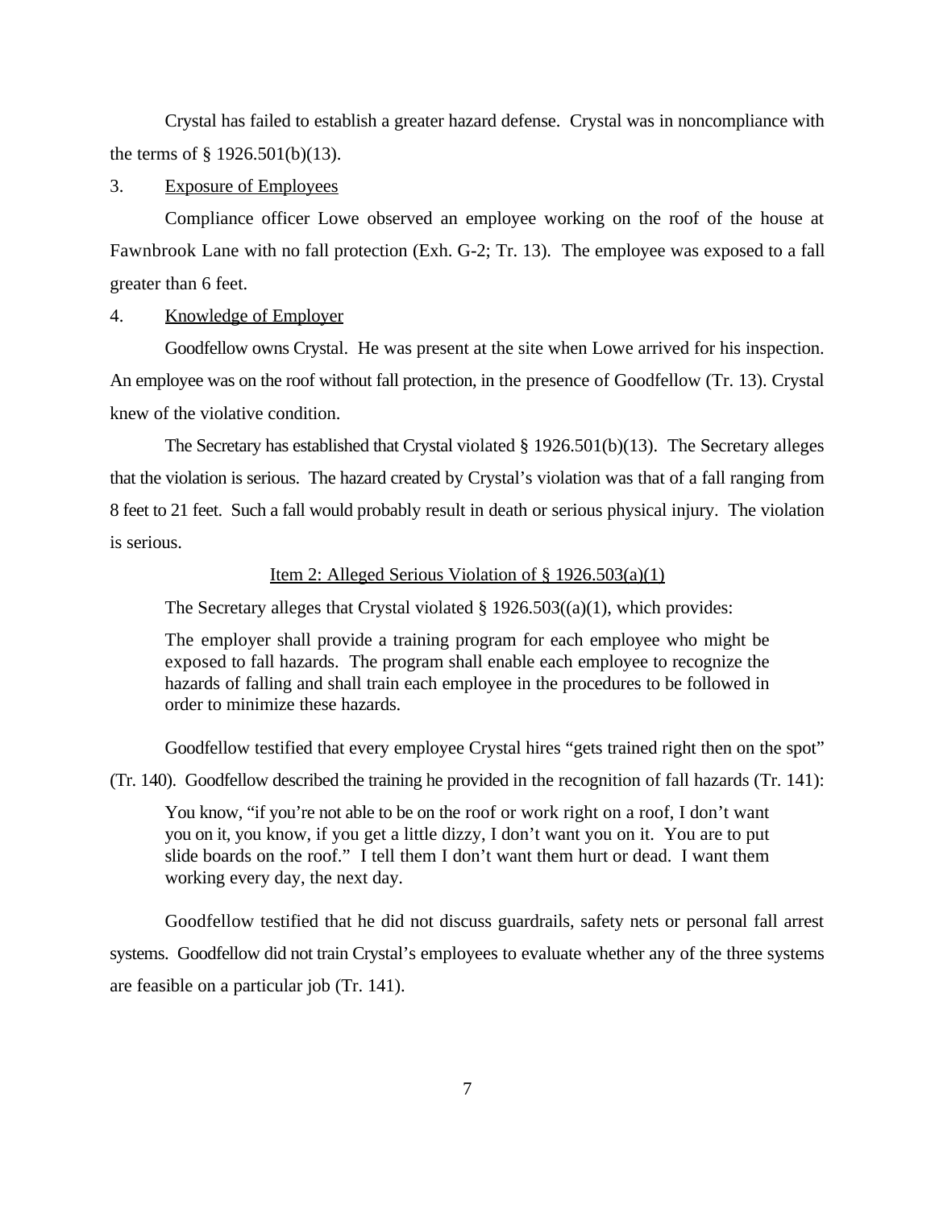Crystal has failed to establish a greater hazard defense. Crystal was in noncompliance with the terms of § 1926.501(b)(13).

3. Exposure of Employees

Compliance officer Lowe observed an employee working on the roof of the house at Fawnbrook Lane with no fall protection (Exh. G-2; Tr. 13). The employee was exposed to a fall greater than 6 feet.

4. Knowledge of Employer

Goodfellow owns Crystal. He was present at the site when Lowe arrived for his inspection. An employee was on the roof without fall protection, in the presence of Goodfellow (Tr. 13). Crystal knew of the violative condition.

The Secretary has established that Crystal violated § 1926.501(b)(13). The Secretary alleges that the violation is serious. The hazard created by Crystal's violation was that of a fall ranging from 8 feet to 21 feet. Such a fall would probably result in death or serious physical injury. The violation is serious.

Item 2: Alleged Serious Violation of § 1926.503(a)(1)

The Secretary alleges that Crystal violated § 1926.503((a)(1), which provides:

> The employer shall provide a training program for each employee who might be exposed to fall hazards. The program shall enable each employee to recognize the hazards of falling and shall train each employee in the procedures to be followed in order to minimize these hazards.

Goodfellow testified that every employee Crystal hires "gets trained right then on the spot" (Tr. 140). Goodfellow described the training he provided in the recognition of fall hazards (Tr. 141):

> You know, "if you're not able to be on the roof or work right on a roof, I don't want you on it, you know, if you get a little dizzy, I don't want you on it. You are to put slide boards on the roof." I tell them I don't want them hurt or dead. I want them working every day, the next day.

Goodfellow testified that he did not discuss guardrails, safety nets or personal fall arrest systems. Goodfellow did not train Crystal's employees to evaluate whether any of the three systems are feasible on a particular job (Tr. 141).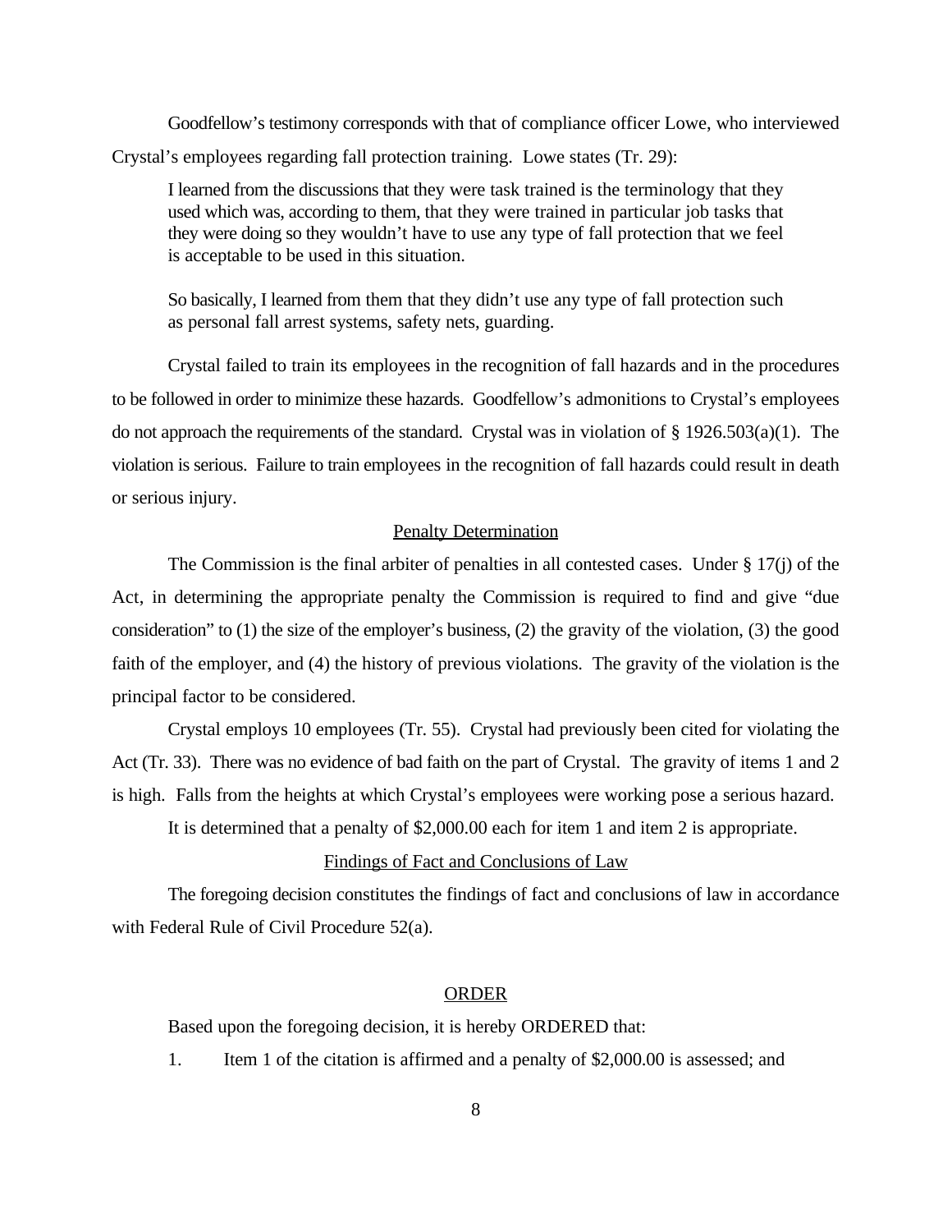Goodfellow's testimony corresponds with that of compliance officer Lowe, who interviewed Crystal's employees regarding fall protection training. Lowe states (Tr. 29):

> I learned from the discussions that they were task trained is the terminology that they used which was, according to them, that they were trained in particular job tasks that they were doing so they wouldn't have to use any type of fall protection that we feel is acceptable to be used in this situation.
>
> So basically, I learned from them that they didn't use any type of fall protection such as personal fall arrest systems, safety nets, guarding.

Crystal failed to train its employees in the recognition of fall hazards and in the procedures to be followed in order to minimize these hazards. Goodfellow's admonitions to Crystal's employees do not approach the requirements of the standard. Crystal was in violation of § 1926.503(a)(1). The violation is serious. Failure to train employees in the recognition of fall hazards could result in death or serious injury.

## Penalty Determination

The Commission is the final arbiter of penalties in all contested cases. Under § 17(j) of the Act, in determining the appropriate penalty the Commission is required to find and give "due consideration" to (1) the size of the employer's business, (2) the gravity of the violation, (3) the good faith of the employer, and (4) the history of previous violations. The gravity of the violation is the principal factor to be considered.

Crystal employs 10 employees (Tr. 55). Crystal had previously been cited for violating the Act (Tr. 33). There was no evidence of bad faith on the part of Crystal. The gravity of items 1 and 2 is high. Falls from the heights at which Crystal's employees were working pose a serious hazard.

It is determined that a penalty of $2,000.00 each for item 1 and item 2 is appropriate.

## Findings of Fact and Conclusions of Law

The foregoing decision constitutes the findings of fact and conclusions of law in accordance with Federal Rule of Civil Procedure 52(a).

## ORDER

Based upon the foregoing decision, it is hereby ORDERED that:

1. Item 1 of the citation is affirmed and a penalty of $2,000.00 is assessed; and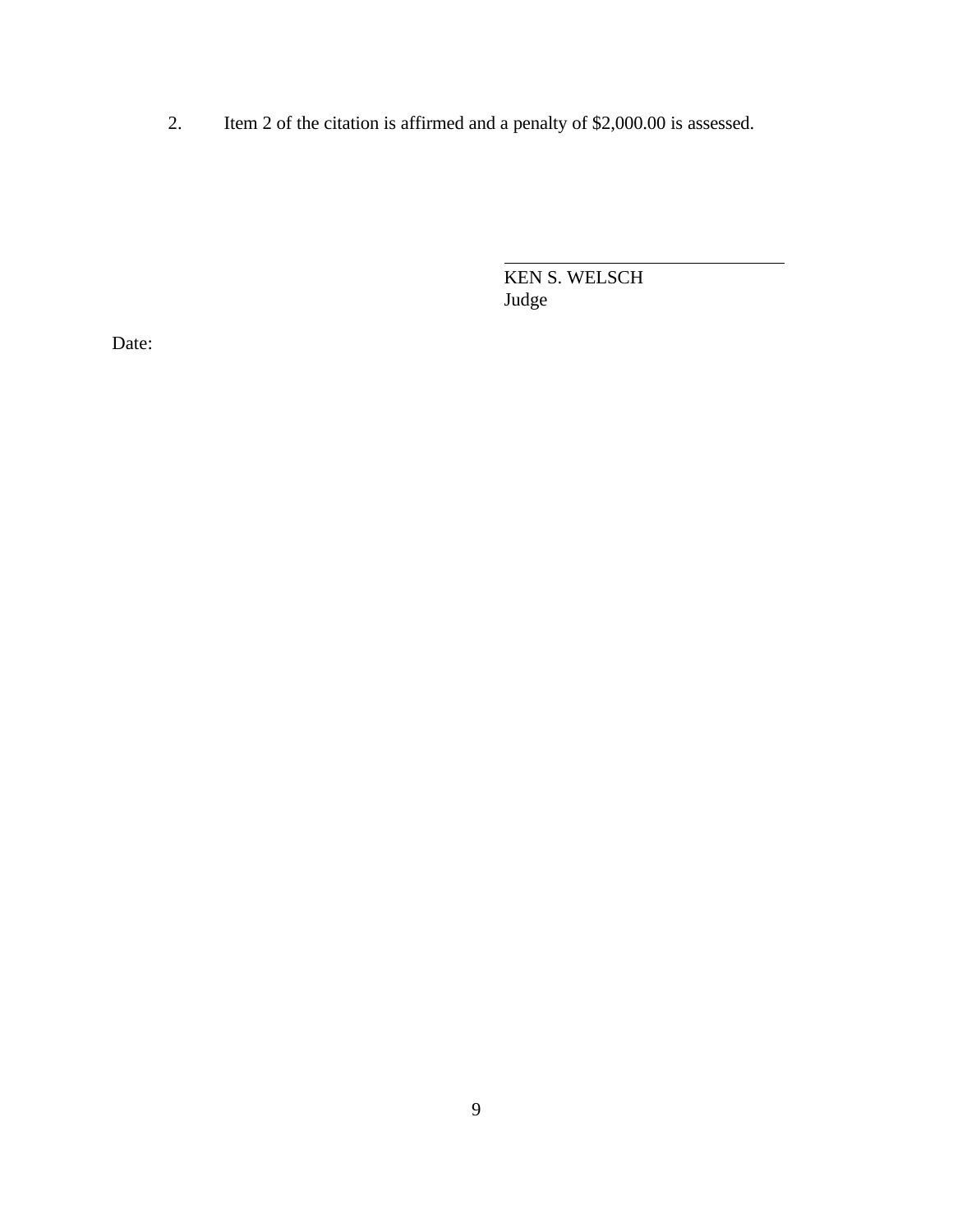2. Item 2 of the citation is affirmed and a penalty of $2,000.00 is assessed.

\_\_\_\_\_\_\_\_\_\_\_\_\_\_\_\_\_\_\_\_\_\_\_\_\_\_\_\_\_\_

KEN S. WELSCH
Judge

Date: